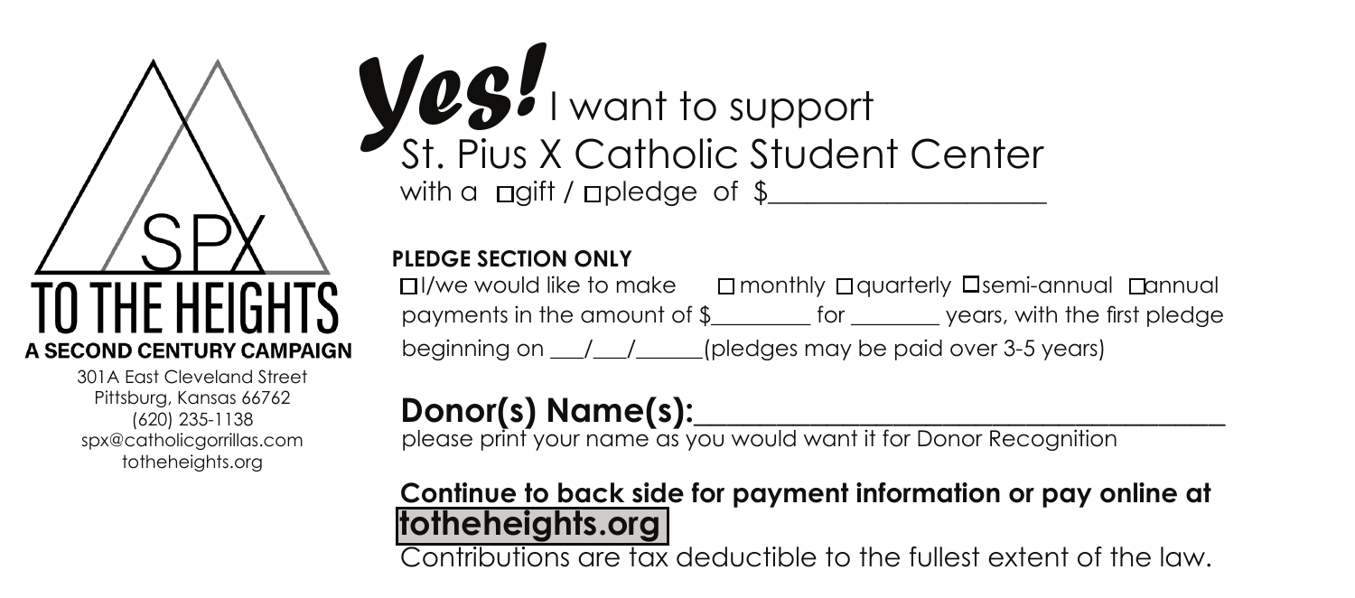SPX

TO THE HEIGHTS

**A SECOND CENTURY CAMPAIGN**

301A East Cleveland Street
Pittsburg, Kansas 66762
(620) 235-1138
spx@catholicgorrillas.com
totheheights.org

# *Yes!* I want to support St. Pius X Catholic Student Center

with a ☐ gift / ☐ pledge of $____________________

**PLEDGE SECTION ONLY**

☐ I/we would like to make ☐ monthly ☐ quarterly ☐ semi-annual ☐ annual payments in the amount of $_________ for ________ years, with the first pledge beginning on ___/___/______ (pledges may be paid over 3-5 years)

**Donor(s) Name(s):**_______________________________________

please print your name as you would want it for Donor Recognition

**Continue to back side for payment information or pay online at totheheights.org**

Contributions are tax deductible to the fullest extent of the law.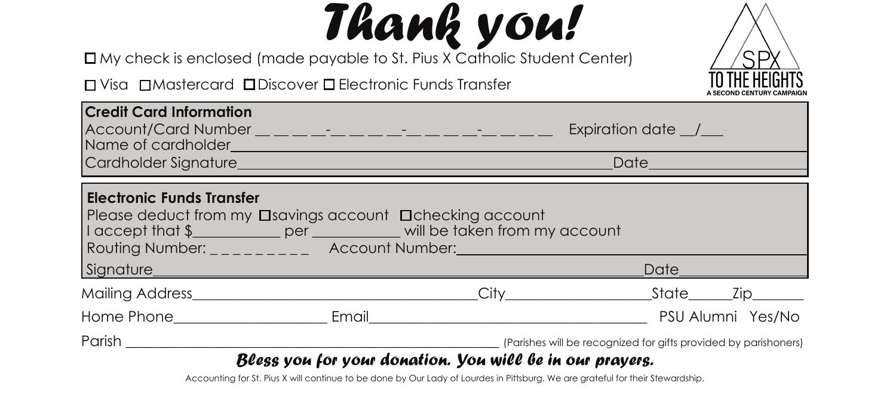# *Thank you!*

SPX
TO THE HEIGHTS
A SECOND CENTURY CAMPAIGN

☐ My check is enclosed (made payable to St. Pius X Catholic Student Center)

☐ Visa ☐ Mastercard ☐ Discover ☐ Electronic Funds Transfer

**Credit Card Information**

Account/Card Number __ __ __ __-__ __ __ __-__ __ __ __-__ __ __ __ Expiration date __/___

Name of cardholder________________________________________________

Cardholder Signature________________________________________________ Date________________

**Electronic Funds Transfer**

Please deduct from my ☐savings account ☐checking account

I accept that $__________ per __________ will be taken from my account

Routing Number: _ _ _ _ _ _ _ _ _ Account Number:________________________

Signature________________________________________________ Date________________

Mailing Address________________________________ City__________________ State______ Zip_______

Home Phone__________________ Email________________________________ PSU Alumni Yes/No

Parish ________________________________________________ (Parishes will be recognized for gifts provided by parishoners)

***Bless you for your donation. You will be in our prayers.***

Accounting for St. Pius X will continue to be done by Our Lady of Lourdes in Pittsburg. We are grateful for their Stewardship.